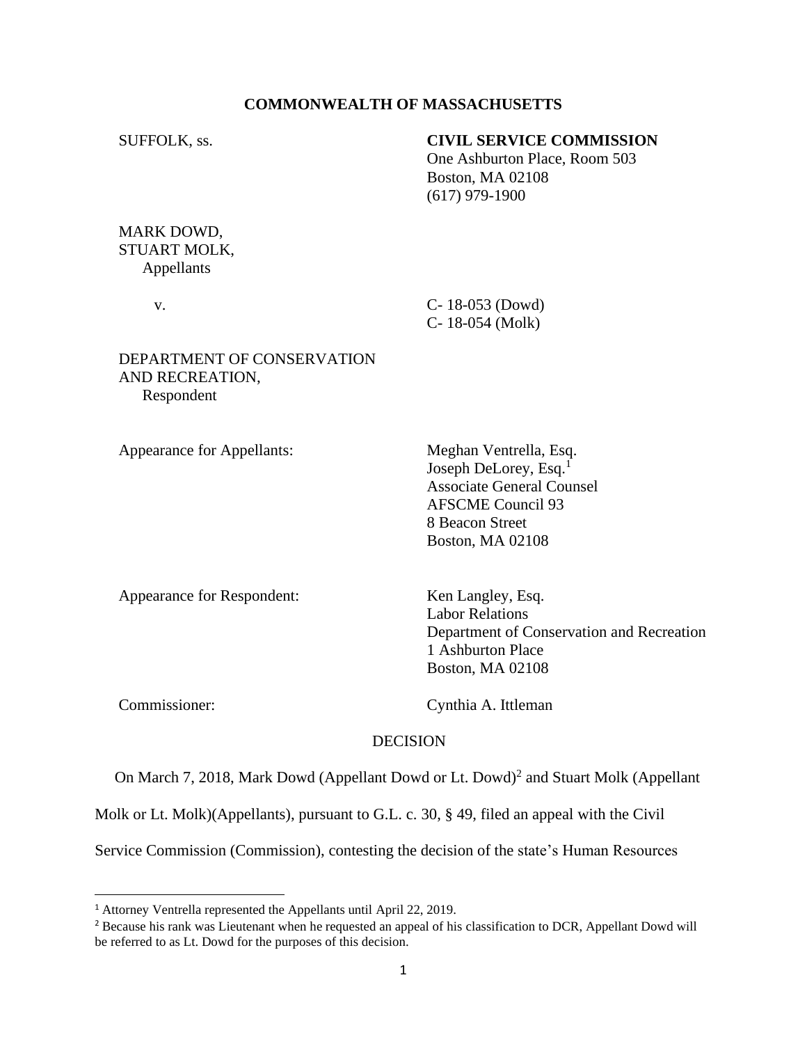**COMMONWEALTH OF MASSACHUSETTS**

SUFFOLK, ss.

**CIVIL SERVICE COMMISSION**
One Ashburton Place, Room 503
Boston, MA 02108
(617) 979-1900

MARK DOWD,
STUART MOLK,
Appellants

v.

C- 18-053 (Dowd)
C- 18-054 (Molk)

DEPARTMENT OF CONSERVATION AND RECREATION,
Respondent

Appearance for Appellants:

Meghan Ventrella, Esq.
Joseph DeLorey, Esq.[1]
Associate General Counsel
AFSCME Council 93
8 Beacon Street
Boston, MA 02108

Appearance for Respondent:

Ken Langley, Esq.
Labor Relations
Department of Conservation and Recreation
1 Ashburton Place
Boston, MA 02108

Commissioner:

Cynthia A. Ittleman

DECISION

On March 7, 2018, Mark Dowd (Appellant Dowd or Lt. Dowd)[2] and Stuart Molk (Appellant Molk or Lt. Molk)(Appellants), pursuant to G.L. c. 30, § 49, filed an appeal with the Civil Service Commission (Commission), contesting the decision of the state's Human Resources

[1] Attorney Ventrella represented the Appellants until April 22, 2019.

[2] Because his rank was Lieutenant when he requested an appeal of his classification to DCR, Appellant Dowd will be referred to as Lt. Dowd for the purposes of this decision.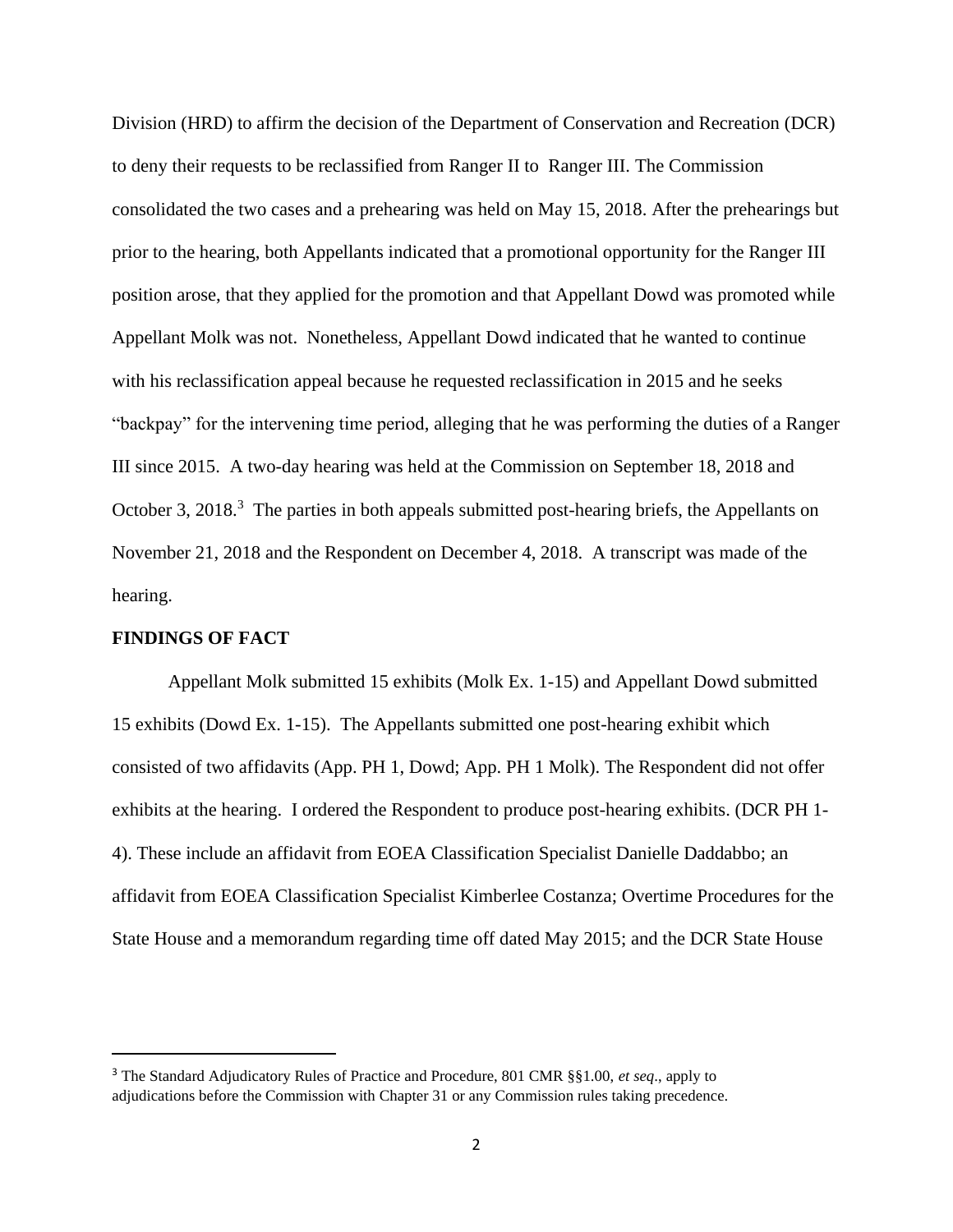Division (HRD) to affirm the decision of the Department of Conservation and Recreation (DCR) to deny their requests to be reclassified from Ranger II to Ranger III. The Commission consolidated the two cases and a prehearing was held on May 15, 2018. After the prehearings but prior to the hearing, both Appellants indicated that a promotional opportunity for the Ranger III position arose, that they applied for the promotion and that Appellant Dowd was promoted while Appellant Molk was not. Nonetheless, Appellant Dowd indicated that he wanted to continue with his reclassification appeal because he requested reclassification in 2015 and he seeks "backpay" for the intervening time period, alleging that he was performing the duties of a Ranger III since 2015. A two-day hearing was held at the Commission on September 18, 2018 and October 3, 2018.[3] The parties in both appeals submitted post-hearing briefs, the Appellants on November 21, 2018 and the Respondent on December 4, 2018. A transcript was made of the hearing.

**FINDINGS OF FACT**

Appellant Molk submitted 15 exhibits (Molk Ex. 1-15) and Appellant Dowd submitted 15 exhibits (Dowd Ex. 1-15). The Appellants submitted one post-hearing exhibit which consisted of two affidavits (App. PH 1, Dowd; App. PH 1 Molk). The Respondent did not offer exhibits at the hearing. I ordered the Respondent to produce post-hearing exhibits. (DCR PH 1-4). These include an affidavit from EOEA Classification Specialist Danielle Daddabbo; an affidavit from EOEA Classification Specialist Kimberlee Costanza; Overtime Procedures for the State House and a memorandum regarding time off dated May 2015; and the DCR State House

---

[3] The Standard Adjudicatory Rules of Practice and Procedure, 801 CMR §§1.00, *et seq*., apply to adjudications before the Commission with Chapter 31 or any Commission rules taking precedence.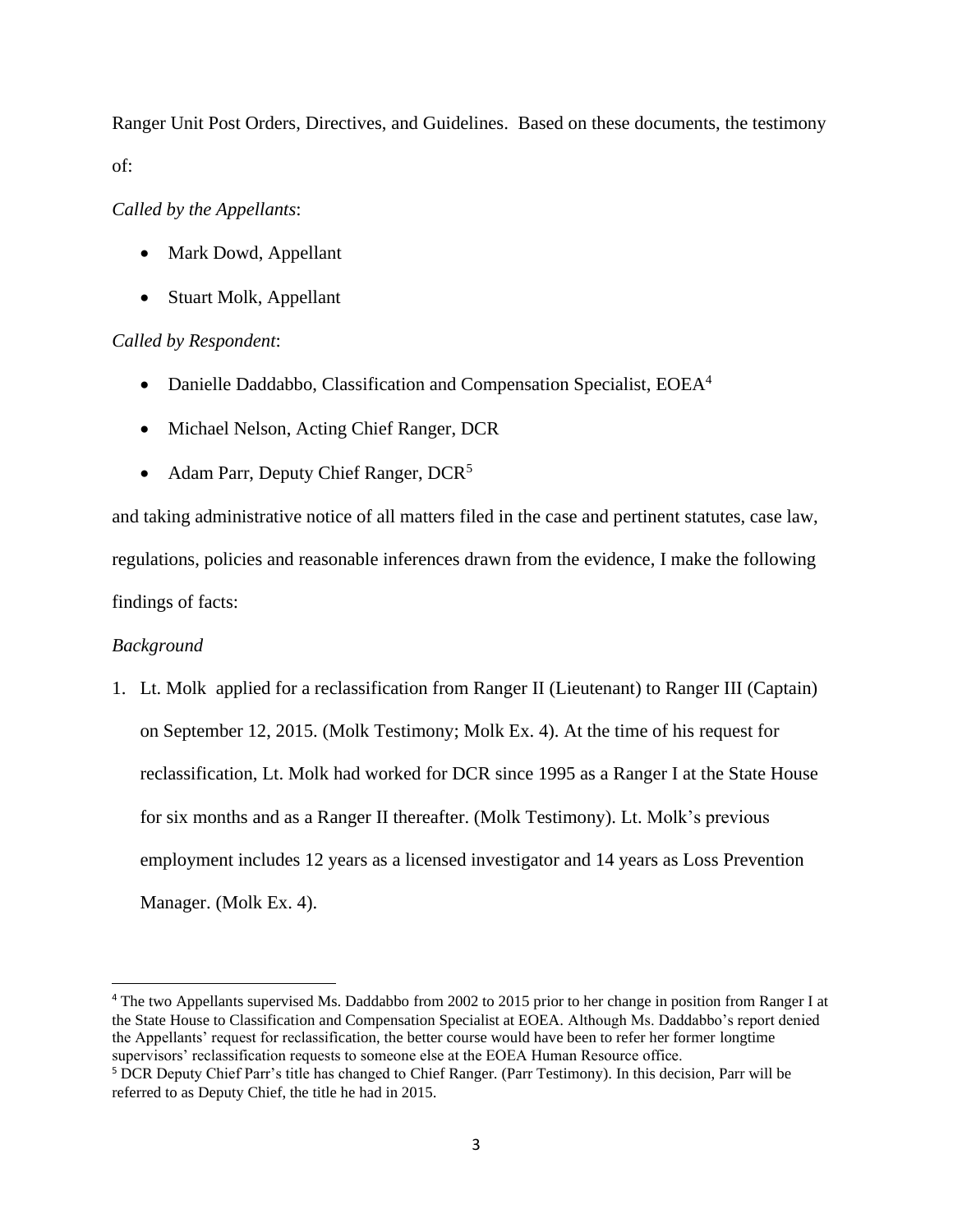Ranger Unit Post Orders, Directives, and Guidelines. Based on these documents, the testimony of:

*Called by the Appellants*:

- Mark Dowd, Appellant
- Stuart Molk, Appellant

*Called by Respondent*:

- Danielle Daddabbo, Classification and Compensation Specialist, EOEA[4]
- Michael Nelson, Acting Chief Ranger, DCR
- Adam Parr, Deputy Chief Ranger, DCR[5]

and taking administrative notice of all matters filed in the case and pertinent statutes, case law, regulations, policies and reasonable inferences drawn from the evidence, I make the following findings of facts:

*Background*

1. Lt. Molk applied for a reclassification from Ranger II (Lieutenant) to Ranger III (Captain) on September 12, 2015. (Molk Testimony; Molk Ex. 4). At the time of his request for reclassification, Lt. Molk had worked for DCR since 1995 as a Ranger I at the State House for six months and as a Ranger II thereafter. (Molk Testimony). Lt. Molk's previous employment includes 12 years as a licensed investigator and 14 years as Loss Prevention Manager. (Molk Ex. 4).

---

[4] The two Appellants supervised Ms. Daddabbo from 2002 to 2015 prior to her change in position from Ranger I at the State House to Classification and Compensation Specialist at EOEA. Although Ms. Daddabbo's report denied the Appellants' request for reclassification, the better course would have been to refer her former longtime supervisors' reclassification requests to someone else at the EOEA Human Resource office.

[5] DCR Deputy Chief Parr's title has changed to Chief Ranger. (Parr Testimony). In this decision, Parr will be referred to as Deputy Chief, the title he had in 2015.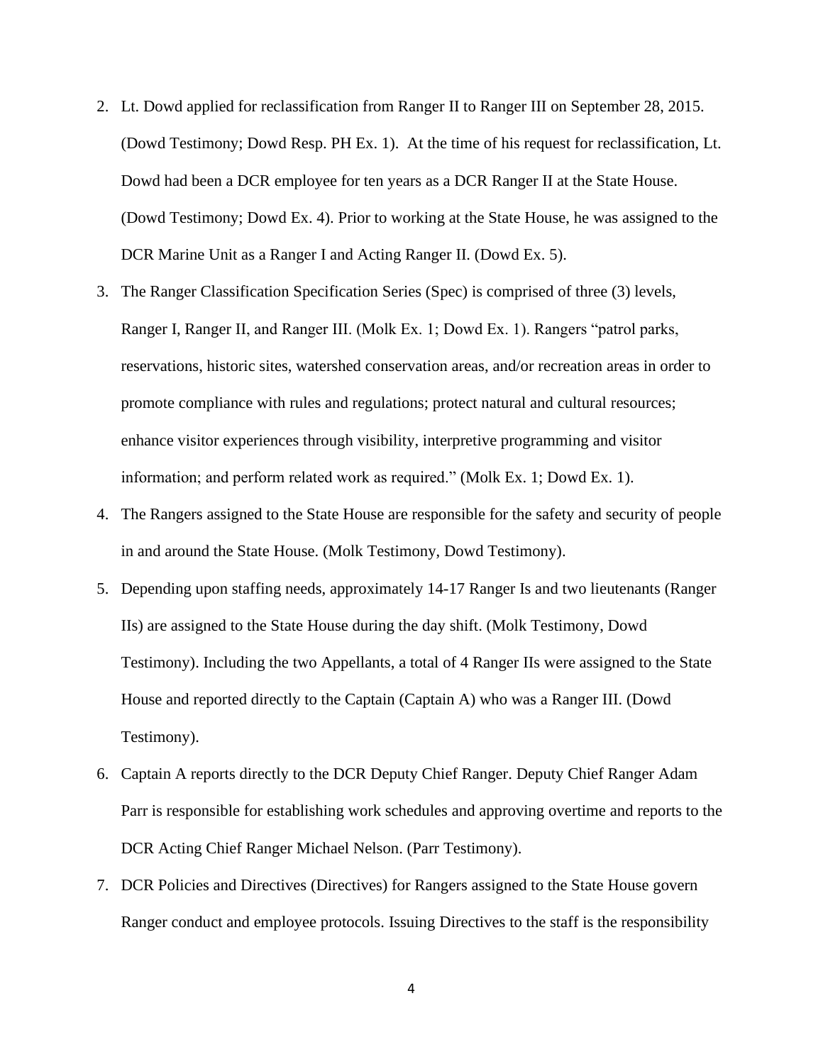2. Lt. Dowd applied for reclassification from Ranger II to Ranger III on September 28, 2015. (Dowd Testimony; Dowd Resp. PH Ex. 1). At the time of his request for reclassification, Lt. Dowd had been a DCR employee for ten years as a DCR Ranger II at the State House. (Dowd Testimony; Dowd Ex. 4). Prior to working at the State House, he was assigned to the DCR Marine Unit as a Ranger I and Acting Ranger II. (Dowd Ex. 5).
3. The Ranger Classification Specification Series (Spec) is comprised of three (3) levels, Ranger I, Ranger II, and Ranger III. (Molk Ex. 1; Dowd Ex. 1). Rangers "patrol parks, reservations, historic sites, watershed conservation areas, and/or recreation areas in order to promote compliance with rules and regulations; protect natural and cultural resources; enhance visitor experiences through visibility, interpretive programming and visitor information; and perform related work as required." (Molk Ex. 1; Dowd Ex. 1).
4. The Rangers assigned to the State House are responsible for the safety and security of people in and around the State House. (Molk Testimony, Dowd Testimony).
5. Depending upon staffing needs, approximately 14-17 Ranger Is and two lieutenants (Ranger IIs) are assigned to the State House during the day shift. (Molk Testimony, Dowd Testimony). Including the two Appellants, a total of 4 Ranger IIs were assigned to the State House and reported directly to the Captain (Captain A) who was a Ranger III. (Dowd Testimony).
6. Captain A reports directly to the DCR Deputy Chief Ranger. Deputy Chief Ranger Adam Parr is responsible for establishing work schedules and approving overtime and reports to the DCR Acting Chief Ranger Michael Nelson. (Parr Testimony).
7. DCR Policies and Directives (Directives) for Rangers assigned to the State House govern Ranger conduct and employee protocols. Issuing Directives to the staff is the responsibility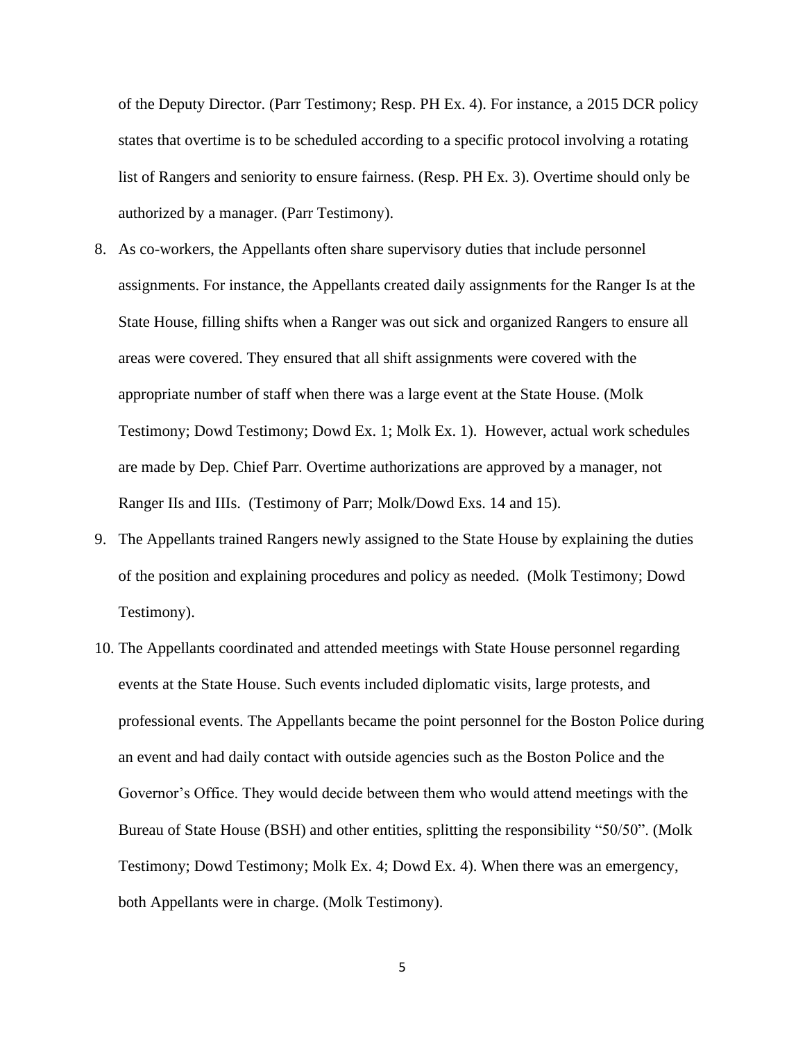of the Deputy Director. (Parr Testimony; Resp. PH Ex. 4). For instance, a 2015 DCR policy states that overtime is to be scheduled according to a specific protocol involving a rotating list of Rangers and seniority to ensure fairness. (Resp. PH Ex. 3). Overtime should only be authorized by a manager. (Parr Testimony).

8. As co-workers, the Appellants often share supervisory duties that include personnel assignments. For instance, the Appellants created daily assignments for the Ranger Is at the State House, filling shifts when a Ranger was out sick and organized Rangers to ensure all areas were covered. They ensured that all shift assignments were covered with the appropriate number of staff when there was a large event at the State House. (Molk Testimony; Dowd Testimony; Dowd Ex. 1; Molk Ex. 1). However, actual work schedules are made by Dep. Chief Parr. Overtime authorizations are approved by a manager, not Ranger IIs and IIIs. (Testimony of Parr; Molk/Dowd Exs. 14 and 15).

9. The Appellants trained Rangers newly assigned to the State House by explaining the duties of the position and explaining procedures and policy as needed. (Molk Testimony; Dowd Testimony).

10. The Appellants coordinated and attended meetings with State House personnel regarding events at the State House. Such events included diplomatic visits, large protests, and professional events. The Appellants became the point personnel for the Boston Police during an event and had daily contact with outside agencies such as the Boston Police and the Governor's Office. They would decide between them who would attend meetings with the Bureau of State House (BSH) and other entities, splitting the responsibility "50/50". (Molk Testimony; Dowd Testimony; Molk Ex. 4; Dowd Ex. 4). When there was an emergency, both Appellants were in charge. (Molk Testimony).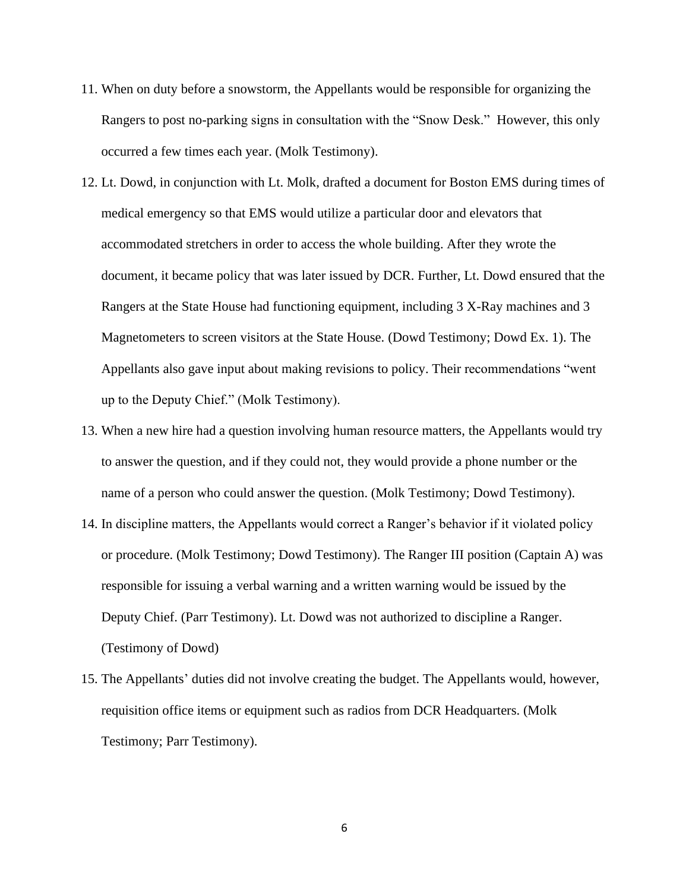11. When on duty before a snowstorm, the Appellants would be responsible for organizing the Rangers to post no-parking signs in consultation with the "Snow Desk." However, this only occurred a few times each year. (Molk Testimony).
12. Lt. Dowd, in conjunction with Lt. Molk, drafted a document for Boston EMS during times of medical emergency so that EMS would utilize a particular door and elevators that accommodated stretchers in order to access the whole building. After they wrote the document, it became policy that was later issued by DCR. Further, Lt. Dowd ensured that the Rangers at the State House had functioning equipment, including 3 X-Ray machines and 3 Magnetometers to screen visitors at the State House. (Dowd Testimony; Dowd Ex. 1). The Appellants also gave input about making revisions to policy. Their recommendations "went up to the Deputy Chief." (Molk Testimony).
13. When a new hire had a question involving human resource matters, the Appellants would try to answer the question, and if they could not, they would provide a phone number or the name of a person who could answer the question. (Molk Testimony; Dowd Testimony).
14. In discipline matters, the Appellants would correct a Ranger's behavior if it violated policy or procedure. (Molk Testimony; Dowd Testimony). The Ranger III position (Captain A) was responsible for issuing a verbal warning and a written warning would be issued by the Deputy Chief. (Parr Testimony). Lt. Dowd was not authorized to discipline a Ranger. (Testimony of Dowd)
15. The Appellants' duties did not involve creating the budget. The Appellants would, however, requisition office items or equipment such as radios from DCR Headquarters. (Molk Testimony; Parr Testimony).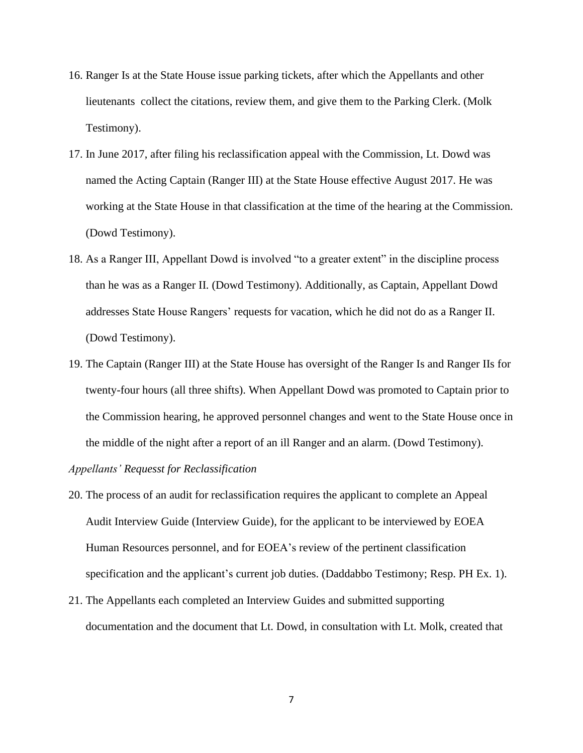16. Ranger Is at the State House issue parking tickets, after which the Appellants and other lieutenants collect the citations, review them, and give them to the Parking Clerk. (Molk Testimony).

17. In June 2017, after filing his reclassification appeal with the Commission, Lt. Dowd was named the Acting Captain (Ranger III) at the State House effective August 2017. He was working at the State House in that classification at the time of the hearing at the Commission. (Dowd Testimony).

18. As a Ranger III, Appellant Dowd is involved "to a greater extent" in the discipline process than he was as a Ranger II. (Dowd Testimony). Additionally, as Captain, Appellant Dowd addresses State House Rangers' requests for vacation, which he did not do as a Ranger II. (Dowd Testimony).

19. The Captain (Ranger III) at the State House has oversight of the Ranger Is and Ranger IIs for twenty-four hours (all three shifts). When Appellant Dowd was promoted to Captain prior to the Commission hearing, he approved personnel changes and went to the State House once in the middle of the night after a report of an ill Ranger and an alarm. (Dowd Testimony).

*Appellants' Requesst for Reclassification*

20. The process of an audit for reclassification requires the applicant to complete an Appeal Audit Interview Guide (Interview Guide), for the applicant to be interviewed by EOEA Human Resources personnel, and for EOEA's review of the pertinent classification specification and the applicant's current job duties. (Daddabbo Testimony; Resp. PH Ex. 1).

21. The Appellants each completed an Interview Guides and submitted supporting documentation and the document that Lt. Dowd, in consultation with Lt. Molk, created that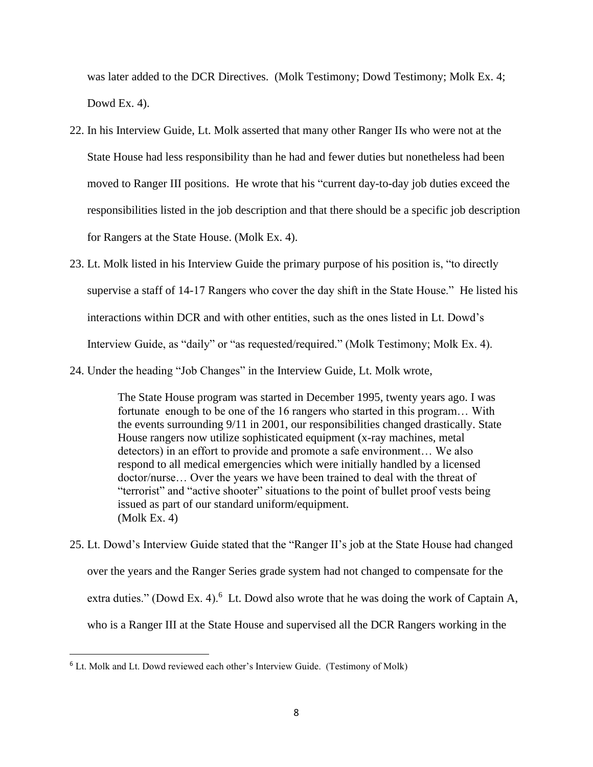was later added to the DCR Directives. (Molk Testimony; Dowd Testimony; Molk Ex. 4; Dowd Ex. 4).

22. In his Interview Guide, Lt. Molk asserted that many other Ranger IIs who were not at the State House had less responsibility than he had and fewer duties but nonetheless had been moved to Ranger III positions. He wrote that his "current day-to-day job duties exceed the responsibilities listed in the job description and that there should be a specific job description for Rangers at the State House. (Molk Ex. 4).

23. Lt. Molk listed in his Interview Guide the primary purpose of his position is, "to directly supervise a staff of 14-17 Rangers who cover the day shift in the State House." He listed his interactions within DCR and with other entities, such as the ones listed in Lt. Dowd's Interview Guide, as "daily" or "as requested/required." (Molk Testimony; Molk Ex. 4).

24. Under the heading "Job Changes" in the Interview Guide, Lt. Molk wrote,

> The State House program was started in December 1995, twenty years ago. I was fortunate enough to be one of the 16 rangers who started in this program… With the events surrounding 9/11 in 2001, our responsibilities changed drastically. State House rangers now utilize sophisticated equipment (x-ray machines, metal detectors) in an effort to provide and promote a safe environment… We also respond to all medical emergencies which were initially handled by a licensed doctor/nurse… Over the years we have been trained to deal with the threat of "terrorist" and "active shooter" situations to the point of bullet proof vests being issued as part of our standard uniform/equipment.
> (Molk Ex. 4)

25. Lt. Dowd's Interview Guide stated that the "Ranger II's job at the State House had changed over the years and the Ranger Series grade system had not changed to compensate for the extra duties." (Dowd Ex. 4).[6] Lt. Dowd also wrote that he was doing the work of Captain A, who is a Ranger III at the State House and supervised all the DCR Rangers working in the

[6] Lt. Molk and Lt. Dowd reviewed each other's Interview Guide. (Testimony of Molk)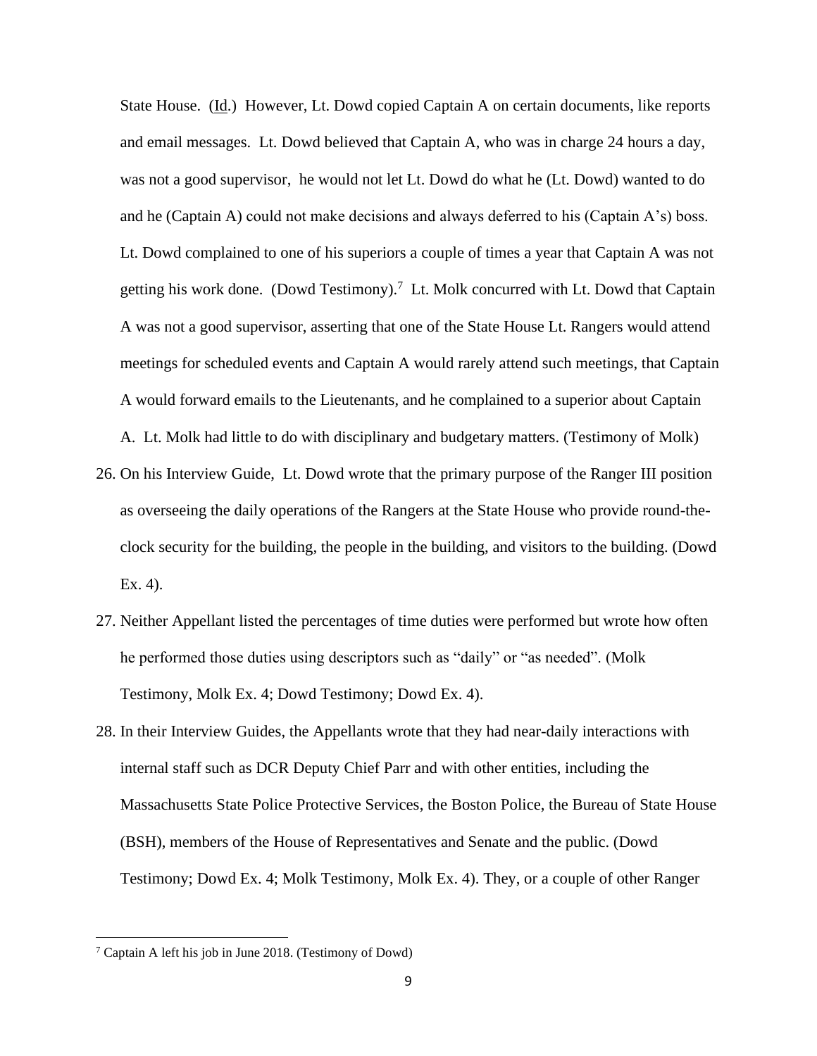State House. (Id.) However, Lt. Dowd copied Captain A on certain documents, like reports and email messages. Lt. Dowd believed that Captain A, who was in charge 24 hours a day, was not a good supervisor, he would not let Lt. Dowd do what he (Lt. Dowd) wanted to do and he (Captain A) could not make decisions and always deferred to his (Captain A's) boss. Lt. Dowd complained to one of his superiors a couple of times a year that Captain A was not getting his work done. (Dowd Testimony).[7] Lt. Molk concurred with Lt. Dowd that Captain A was not a good supervisor, asserting that one of the State House Lt. Rangers would attend meetings for scheduled events and Captain A would rarely attend such meetings, that Captain A would forward emails to the Lieutenants, and he complained to a superior about Captain A. Lt. Molk had little to do with disciplinary and budgetary matters. (Testimony of Molk)

26. On his Interview Guide, Lt. Dowd wrote that the primary purpose of the Ranger III position as overseeing the daily operations of the Rangers at the State House who provide round-the-clock security for the building, the people in the building, and visitors to the building. (Dowd Ex. 4).

27. Neither Appellant listed the percentages of time duties were performed but wrote how often he performed those duties using descriptors such as "daily" or "as needed". (Molk Testimony, Molk Ex. 4; Dowd Testimony; Dowd Ex. 4).

28. In their Interview Guides, the Appellants wrote that they had near-daily interactions with internal staff such as DCR Deputy Chief Parr and with other entities, including the Massachusetts State Police Protective Services, the Boston Police, the Bureau of State House (BSH), members of the House of Representatives and Senate and the public. (Dowd Testimony; Dowd Ex. 4; Molk Testimony, Molk Ex. 4). They, or a couple of other Ranger

---

[7] Captain A left his job in June 2018. (Testimony of Dowd)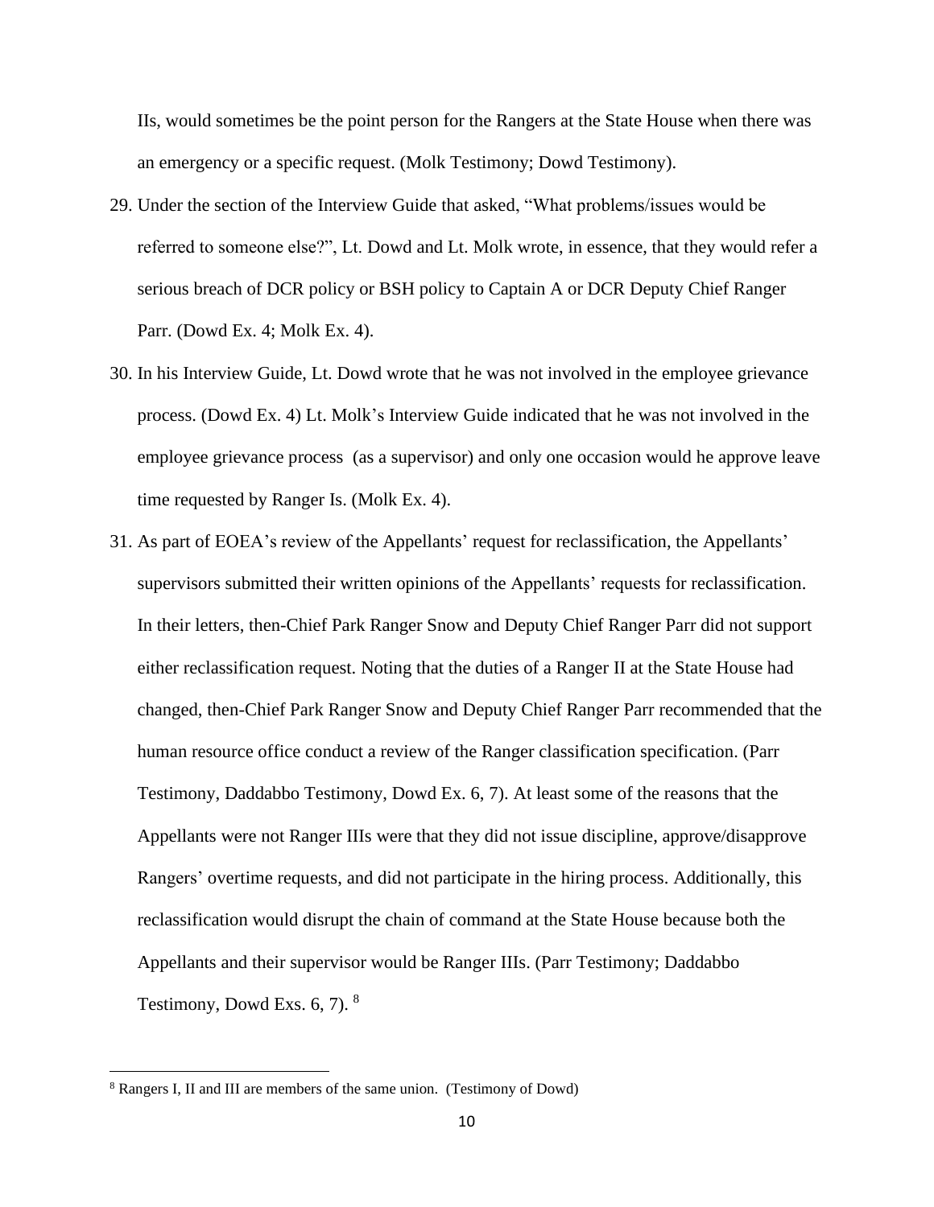IIs, would sometimes be the point person for the Rangers at the State House when there was an emergency or a specific request. (Molk Testimony; Dowd Testimony).

29. Under the section of the Interview Guide that asked, "What problems/issues would be referred to someone else?", Lt. Dowd and Lt. Molk wrote, in essence, that they would refer a serious breach of DCR policy or BSH policy to Captain A or DCR Deputy Chief Ranger Parr. (Dowd Ex. 4; Molk Ex. 4).

30. In his Interview Guide, Lt. Dowd wrote that he was not involved in the employee grievance process. (Dowd Ex. 4) Lt. Molk's Interview Guide indicated that he was not involved in the employee grievance process (as a supervisor) and only one occasion would he approve leave time requested by Ranger Is. (Molk Ex. 4).

31. As part of EOEA's review of the Appellants' request for reclassification, the Appellants' supervisors submitted their written opinions of the Appellants' requests for reclassification. In their letters, then-Chief Park Ranger Snow and Deputy Chief Ranger Parr did not support either reclassification request. Noting that the duties of a Ranger II at the State House had changed, then-Chief Park Ranger Snow and Deputy Chief Ranger Parr recommended that the human resource office conduct a review of the Ranger classification specification. (Parr Testimony, Daddabbo Testimony, Dowd Ex. 6, 7). At least some of the reasons that the Appellants were not Ranger IIIs were that they did not issue discipline, approve/disapprove Rangers' overtime requests, and did not participate in the hiring process. Additionally, this reclassification would disrupt the chain of command at the State House because both the Appellants and their supervisor would be Ranger IIIs. (Parr Testimony; Daddabbo Testimony, Dowd Exs. 6, 7). [8]

---

[8] Rangers I, II and III are members of the same union. (Testimony of Dowd)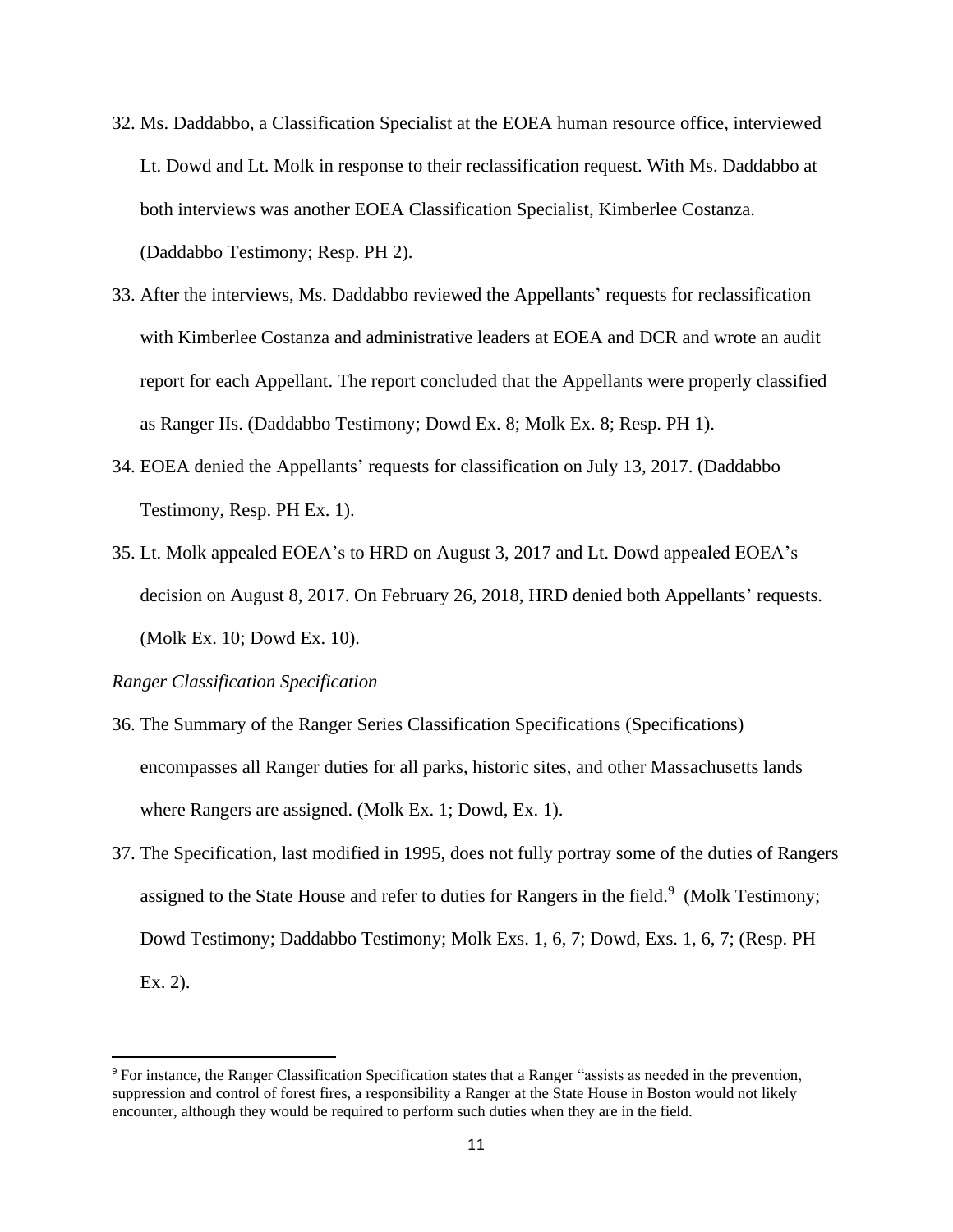32. Ms. Daddabbo, a Classification Specialist at the EOEA human resource office, interviewed Lt. Dowd and Lt. Molk in response to their reclassification request. With Ms. Daddabbo at both interviews was another EOEA Classification Specialist, Kimberlee Costanza. (Daddabbo Testimony; Resp. PH 2).

33. After the interviews, Ms. Daddabbo reviewed the Appellants' requests for reclassification with Kimberlee Costanza and administrative leaders at EOEA and DCR and wrote an audit report for each Appellant. The report concluded that the Appellants were properly classified as Ranger IIs. (Daddabbo Testimony; Dowd Ex. 8; Molk Ex. 8; Resp. PH 1).

34. EOEA denied the Appellants' requests for classification on July 13, 2017. (Daddabbo Testimony, Resp. PH Ex. 1).

35. Lt. Molk appealed EOEA's to HRD on August 3, 2017 and Lt. Dowd appealed EOEA's decision on August 8, 2017. On February 26, 2018, HRD denied both Appellants' requests. (Molk Ex. 10; Dowd Ex. 10).

*Ranger Classification Specification*

36. The Summary of the Ranger Series Classification Specifications (Specifications) encompasses all Ranger duties for all parks, historic sites, and other Massachusetts lands where Rangers are assigned. (Molk Ex. 1; Dowd, Ex. 1).

37. The Specification, last modified in 1995, does not fully portray some of the duties of Rangers assigned to the State House and refer to duties for Rangers in the field.[9] (Molk Testimony; Dowd Testimony; Daddabbo Testimony; Molk Exs. 1, 6, 7; Dowd, Exs. 1, 6, 7; (Resp. PH Ex. 2).

---

[9] For instance, the Ranger Classification Specification states that a Ranger "assists as needed in the prevention, suppression and control of forest fires, a responsibility a Ranger at the State House in Boston would not likely encounter, although they would be required to perform such duties when they are in the field.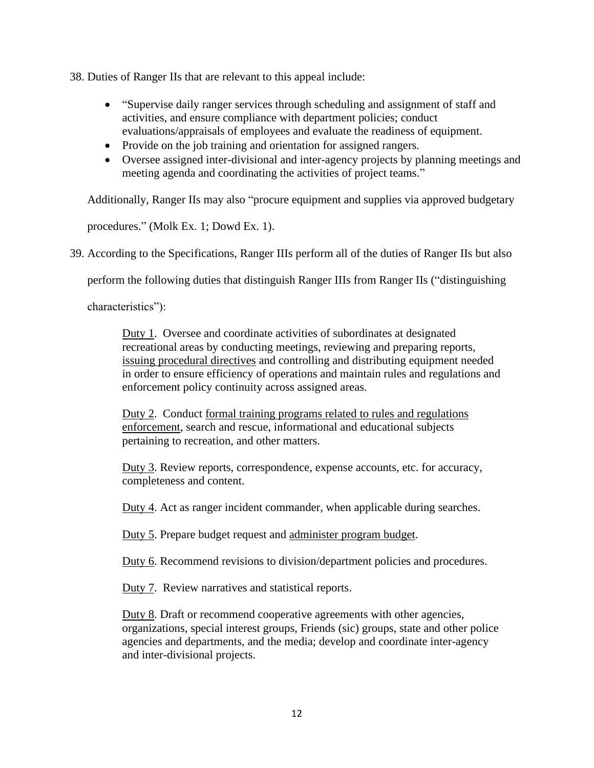38. Duties of Ranger IIs that are relevant to this appeal include:

    - "Supervise daily ranger services through scheduling and assignment of staff and activities, and ensure compliance with department policies; conduct evaluations/appraisals of employees and evaluate the readiness of equipment.
    - Provide on the job training and orientation for assigned rangers.
    - Oversee assigned inter-divisional and inter-agency projects by planning meetings and meeting agenda and coordinating the activities of project teams."

    Additionally, Ranger IIs may also "procure equipment and supplies via approved budgetary procedures." (Molk Ex. 1; Dowd Ex. 1).

39. According to the Specifications, Ranger IIIs perform all of the duties of Ranger IIs but also perform the following duties that distinguish Ranger IIIs from Ranger IIs ("distinguishing characteristics"):

    > <u>Duty 1</u>. Oversee and coordinate activities of subordinates at designated recreational areas by conducting meetings, reviewing and preparing reports, <u>issuing procedural directives</u> and controlling and distributing equipment needed in order to ensure efficiency of operations and maintain rules and regulations and enforcement policy continuity across assigned areas.
    >
    > <u>Duty 2</u>. Conduct <u>formal training programs related to rules and regulations enforcement</u>, search and rescue, informational and educational subjects pertaining to recreation, and other matters.
    >
    > <u>Duty 3</u>. Review reports, correspondence, expense accounts, etc. for accuracy, completeness and content.
    >
    > <u>Duty 4</u>. Act as ranger incident commander, when applicable during searches.
    >
    > <u>Duty 5</u>. Prepare budget request and <u>administer program budget</u>.
    >
    > <u>Duty 6</u>. Recommend revisions to division/department policies and procedures.
    >
    > <u>Duty 7</u>. Review narratives and statistical reports.
    >
    > <u>Duty 8</u>. Draft or recommend cooperative agreements with other agencies, organizations, special interest groups, Friends (sic) groups, state and other police agencies and departments, and the media; develop and coordinate inter-agency and inter-divisional projects.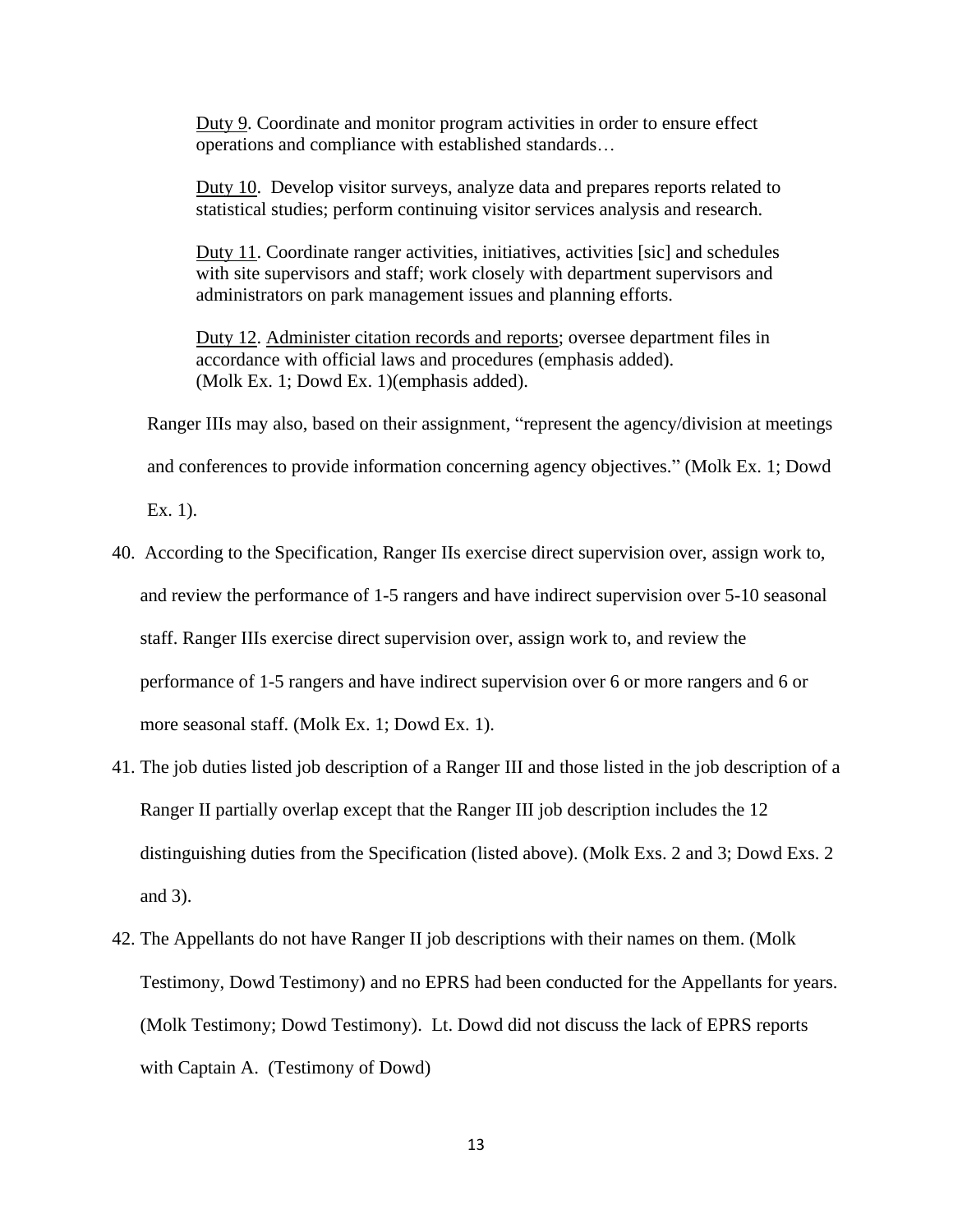> Duty 9. Coordinate and monitor program activities in order to ensure effect operations and compliance with established standards…
>
> Duty 10. Develop visitor surveys, analyze data and prepares reports related to statistical studies; perform continuing visitor services analysis and research.
>
> Duty 11. Coordinate ranger activities, initiatives, activities [sic] and schedules with site supervisors and staff; work closely with department supervisors and administrators on park management issues and planning efforts.
>
> Duty 12. Administer citation records and reports; oversee department files in accordance with official laws and procedures (emphasis added). (Molk Ex. 1; Dowd Ex. 1)(emphasis added).

Ranger IIIs may also, based on their assignment, "represent the agency/division at meetings and conferences to provide information concerning agency objectives." (Molk Ex. 1; Dowd Ex. 1).

40. According to the Specification, Ranger IIs exercise direct supervision over, assign work to, and review the performance of 1-5 rangers and have indirect supervision over 5-10 seasonal staff. Ranger IIIs exercise direct supervision over, assign work to, and review the performance of 1-5 rangers and have indirect supervision over 6 or more rangers and 6 or more seasonal staff. (Molk Ex. 1; Dowd Ex. 1).

41. The job duties listed job description of a Ranger III and those listed in the job description of a Ranger II partially overlap except that the Ranger III job description includes the 12 distinguishing duties from the Specification (listed above). (Molk Exs. 2 and 3; Dowd Exs. 2 and 3).

42. The Appellants do not have Ranger II job descriptions with their names on them. (Molk Testimony, Dowd Testimony) and no EPRS had been conducted for the Appellants for years. (Molk Testimony; Dowd Testimony). Lt. Dowd did not discuss the lack of EPRS reports with Captain A. (Testimony of Dowd)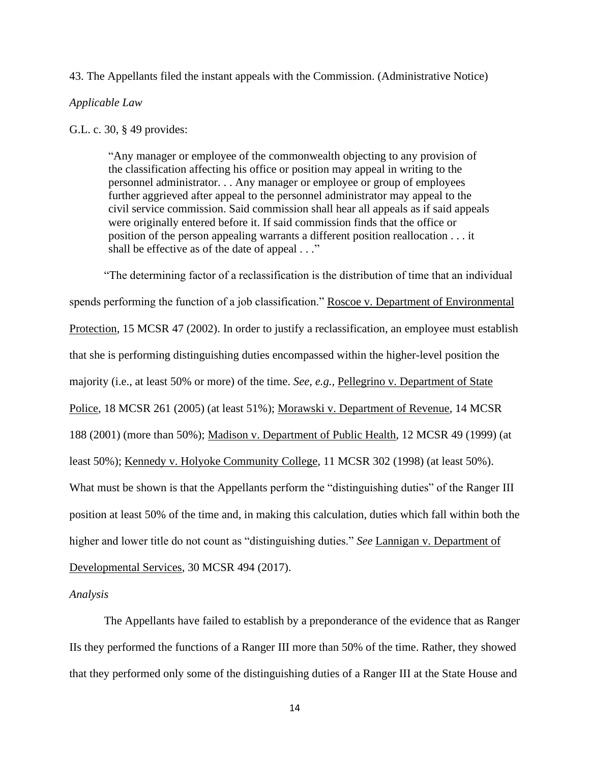43. The Appellants filed the instant appeals with the Commission. (Administrative Notice)

*Applicable Law*

G.L. c. 30, § 49 provides:

> "Any manager or employee of the commonwealth objecting to any provision of the classification affecting his office or position may appeal in writing to the personnel administrator. . . Any manager or employee or group of employees further aggrieved after appeal to the personnel administrator may appeal to the civil service commission. Said commission shall hear all appeals as if said appeals were originally entered before it. If said commission finds that the office or position of the person appealing warrants a different position reallocation . . . it shall be effective as of the date of appeal . . ."

"The determining factor of a reclassification is the distribution of time that an individual spends performing the function of a job classification." Roscoe v. Department of Environmental Protection, 15 MCSR 47 (2002). In order to justify a reclassification, an employee must establish that she is performing distinguishing duties encompassed within the higher-level position the majority (i.e., at least 50% or more) of the time. *See, e.g.*, Pellegrino v. Department of State Police, 18 MCSR 261 (2005) (at least 51%); Morawski v. Department of Revenue, 14 MCSR 188 (2001) (more than 50%); Madison v. Department of Public Health, 12 MCSR 49 (1999) (at least 50%); Kennedy v. Holyoke Community College, 11 MCSR 302 (1998) (at least 50%). What must be shown is that the Appellants perform the "distinguishing duties" of the Ranger III position at least 50% of the time and, in making this calculation, duties which fall within both the higher and lower title do not count as "distinguishing duties." *See* Lannigan v. Department of Developmental Services, 30 MCSR 494 (2017).

*Analysis*

The Appellants have failed to establish by a preponderance of the evidence that as Ranger IIs they performed the functions of a Ranger III more than 50% of the time. Rather, they showed that they performed only some of the distinguishing duties of a Ranger III at the State House and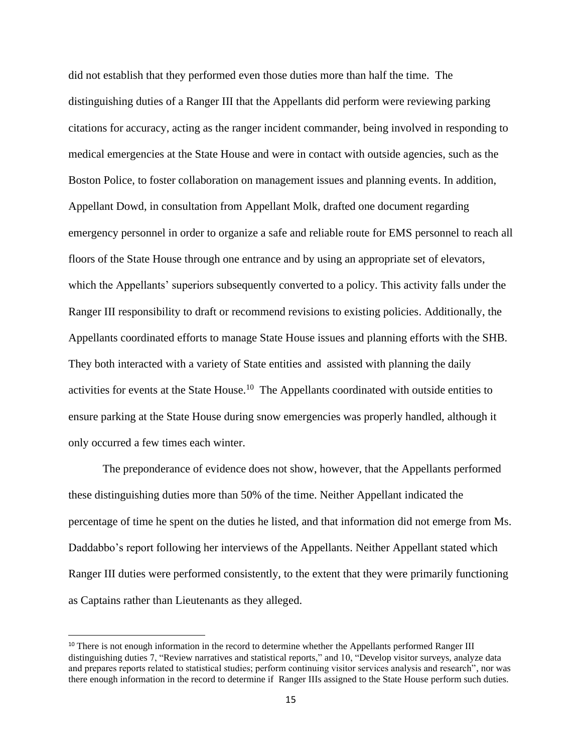did not establish that they performed even those duties more than half the time. The distinguishing duties of a Ranger III that the Appellants did perform were reviewing parking citations for accuracy, acting as the ranger incident commander, being involved in responding to medical emergencies at the State House and were in contact with outside agencies, such as the Boston Police, to foster collaboration on management issues and planning events. In addition, Appellant Dowd, in consultation from Appellant Molk, drafted one document regarding emergency personnel in order to organize a safe and reliable route for EMS personnel to reach all floors of the State House through one entrance and by using an appropriate set of elevators, which the Appellants' superiors subsequently converted to a policy. This activity falls under the Ranger III responsibility to draft or recommend revisions to existing policies. Additionally, the Appellants coordinated efforts to manage State House issues and planning efforts with the SHB. They both interacted with a variety of State entities and assisted with planning the daily activities for events at the State House.[10] The Appellants coordinated with outside entities to ensure parking at the State House during snow emergencies was properly handled, although it only occurred a few times each winter.

The preponderance of evidence does not show, however, that the Appellants performed these distinguishing duties more than 50% of the time. Neither Appellant indicated the percentage of time he spent on the duties he listed, and that information did not emerge from Ms. Daddabbo's report following her interviews of the Appellants. Neither Appellant stated which Ranger III duties were performed consistently, to the extent that they were primarily functioning as Captains rather than Lieutenants as they alleged.

---

[10] There is not enough information in the record to determine whether the Appellants performed Ranger III distinguishing duties 7, "Review narratives and statistical reports," and 10, "Develop visitor surveys, analyze data and prepares reports related to statistical studies; perform continuing visitor services analysis and research", nor was there enough information in the record to determine if Ranger IIIs assigned to the State House perform such duties.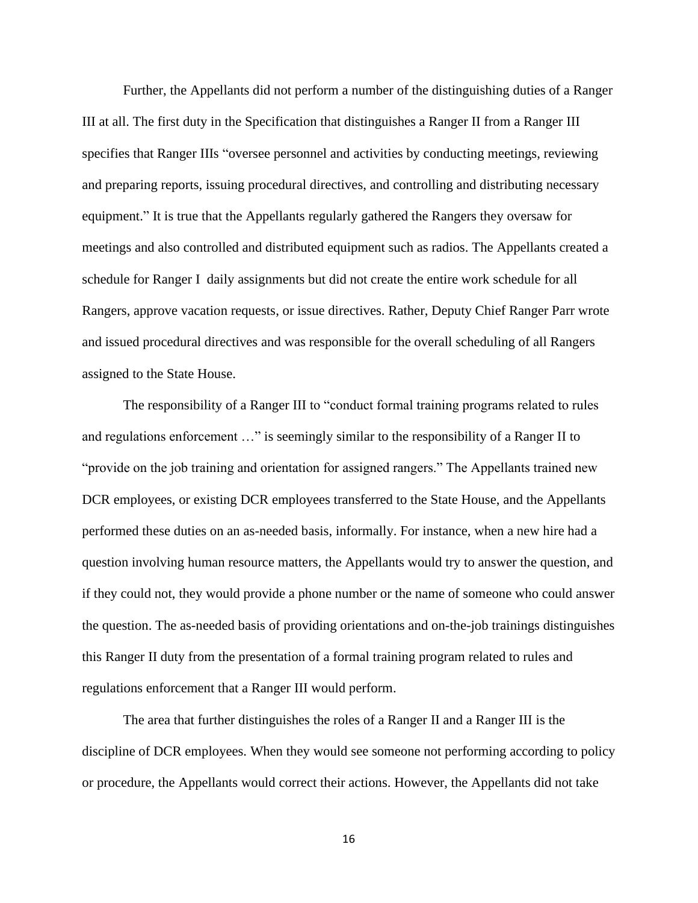Further, the Appellants did not perform a number of the distinguishing duties of a Ranger III at all. The first duty in the Specification that distinguishes a Ranger II from a Ranger III specifies that Ranger IIIs "oversee personnel and activities by conducting meetings, reviewing and preparing reports, issuing procedural directives, and controlling and distributing necessary equipment." It is true that the Appellants regularly gathered the Rangers they oversaw for meetings and also controlled and distributed equipment such as radios. The Appellants created a schedule for Ranger I daily assignments but did not create the entire work schedule for all Rangers, approve vacation requests, or issue directives. Rather, Deputy Chief Ranger Parr wrote and issued procedural directives and was responsible for the overall scheduling of all Rangers assigned to the State House.

The responsibility of a Ranger III to "conduct formal training programs related to rules and regulations enforcement …" is seemingly similar to the responsibility of a Ranger II to "provide on the job training and orientation for assigned rangers." The Appellants trained new DCR employees, or existing DCR employees transferred to the State House, and the Appellants performed these duties on an as-needed basis, informally. For instance, when a new hire had a question involving human resource matters, the Appellants would try to answer the question, and if they could not, they would provide a phone number or the name of someone who could answer the question. The as-needed basis of providing orientations and on-the-job trainings distinguishes this Ranger II duty from the presentation of a formal training program related to rules and regulations enforcement that a Ranger III would perform.

The area that further distinguishes the roles of a Ranger II and a Ranger III is the discipline of DCR employees. When they would see someone not performing according to policy or procedure, the Appellants would correct their actions. However, the Appellants did not take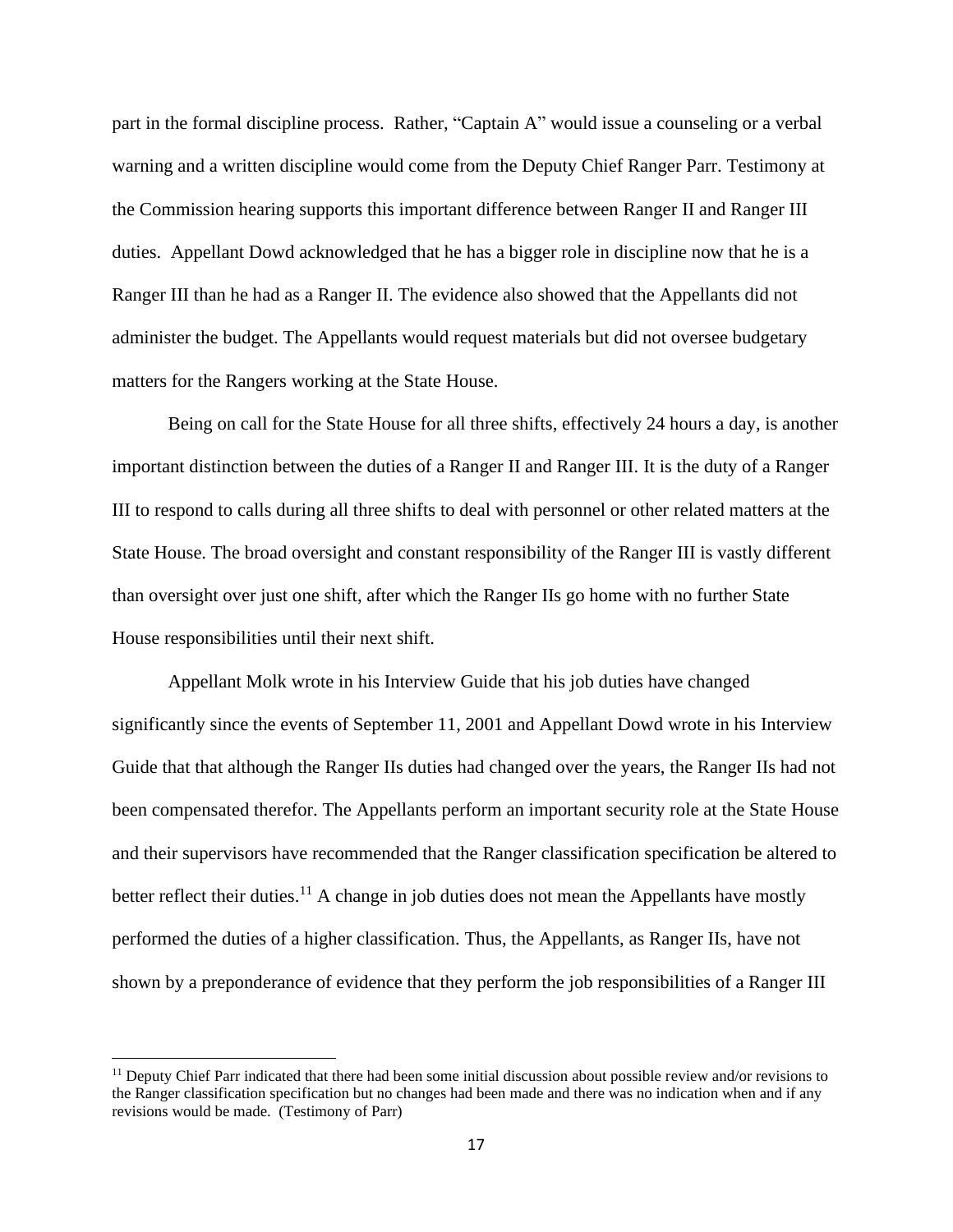part in the formal discipline process. Rather, "Captain A" would issue a counseling or a verbal warning and a written discipline would come from the Deputy Chief Ranger Parr. Testimony at the Commission hearing supports this important difference between Ranger II and Ranger III duties. Appellant Dowd acknowledged that he has a bigger role in discipline now that he is a Ranger III than he had as a Ranger II. The evidence also showed that the Appellants did not administer the budget. The Appellants would request materials but did not oversee budgetary matters for the Rangers working at the State House.

Being on call for the State House for all three shifts, effectively 24 hours a day, is another important distinction between the duties of a Ranger II and Ranger III. It is the duty of a Ranger III to respond to calls during all three shifts to deal with personnel or other related matters at the State House. The broad oversight and constant responsibility of the Ranger III is vastly different than oversight over just one shift, after which the Ranger IIs go home with no further State House responsibilities until their next shift.

Appellant Molk wrote in his Interview Guide that his job duties have changed significantly since the events of September 11, 2001 and Appellant Dowd wrote in his Interview Guide that that although the Ranger IIs duties had changed over the years, the Ranger IIs had not been compensated therefor. The Appellants perform an important security role at the State House and their supervisors have recommended that the Ranger classification specification be altered to better reflect their duties.[11] A change in job duties does not mean the Appellants have mostly performed the duties of a higher classification. Thus, the Appellants, as Ranger IIs, have not shown by a preponderance of evidence that they perform the job responsibilities of a Ranger III

[11] Deputy Chief Parr indicated that there had been some initial discussion about possible review and/or revisions to the Ranger classification specification but no changes had been made and there was no indication when and if any revisions would be made. (Testimony of Parr)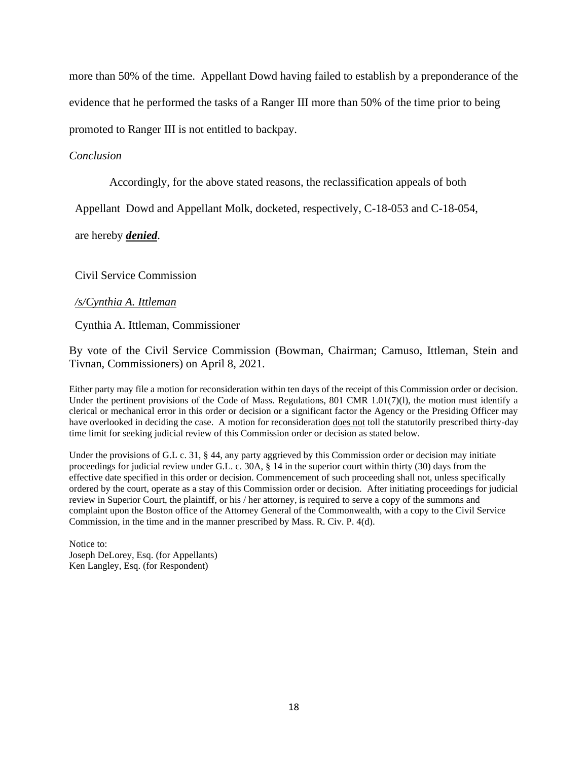more than 50% of the time. Appellant Dowd having failed to establish by a preponderance of the evidence that he performed the tasks of a Ranger III more than 50% of the time prior to being promoted to Ranger III is not entitled to backpay.

*Conclusion*

Accordingly, for the above stated reasons, the reclassification appeals of both Appellant Dowd and Appellant Molk, docketed, respectively, C-18-053 and C-18-054, are hereby ***denied***.

Civil Service Commission

*/s/Cynthia A. Ittleman*

Cynthia A. Ittleman, Commissioner

By vote of the Civil Service Commission (Bowman, Chairman; Camuso, Ittleman, Stein and Tivnan, Commissioners) on April 8, 2021.

Either party may file a motion for reconsideration within ten days of the receipt of this Commission order or decision. Under the pertinent provisions of the Code of Mass. Regulations, 801 CMR 1.01(7)(l), the motion must identify a clerical or mechanical error in this order or decision or a significant factor the Agency or the Presiding Officer may have overlooked in deciding the case. A motion for reconsideration does not toll the statutorily prescribed thirty-day time limit for seeking judicial review of this Commission order or decision as stated below.

Under the provisions of G.L c. 31, § 44, any party aggrieved by this Commission order or decision may initiate proceedings for judicial review under G.L. c. 30A, § 14 in the superior court within thirty (30) days from the effective date specified in this order or decision. Commencement of such proceeding shall not, unless specifically ordered by the court, operate as a stay of this Commission order or decision. After initiating proceedings for judicial review in Superior Court, the plaintiff, or his / her attorney, is required to serve a copy of the summons and complaint upon the Boston office of the Attorney General of the Commonwealth, with a copy to the Civil Service Commission, in the time and in the manner prescribed by Mass. R. Civ. P. 4(d).

Notice to:
Joseph DeLorey, Esq. (for Appellants)
Ken Langley, Esq. (for Respondent)